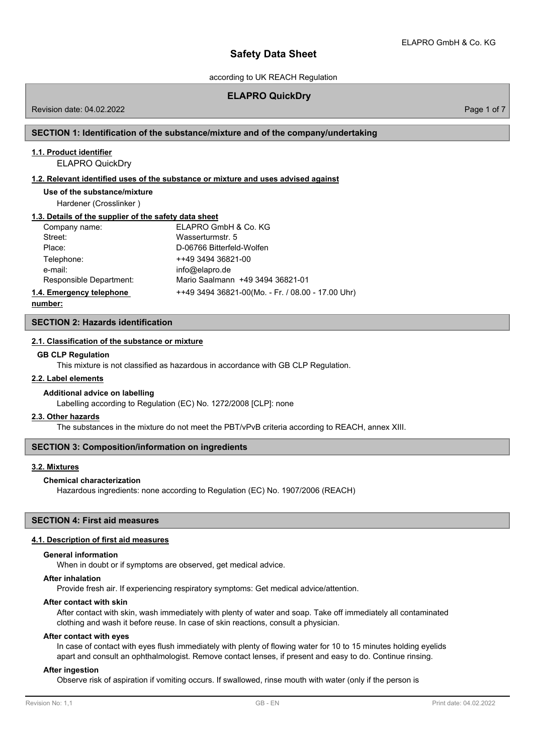# Safety Data Sheet

according to UK REACH Regulation

## ELAPRO QuickDry

Revision date: 04.02.2022

## SECTION 1: Identification of the substance/mixture and of the company/undertaking

### 1.1. Product identifier

ELAPRO QuickDry

### 1.2. Relevant identified uses of the substance or mixture and uses advised against

**Use of the substance/mixture**

Hardener (Crosslinker )

### 1.3. Details of the supplier of the safety data sheet

| | |
|---|---|
| Company name: | ELAPRO GmbH & Co. KG |
| Street: | Wasserturmstr. 5 |
| Place: | D-06766 Bitterfeld-Wolfen |
| Telephone: | ++49 3494 36821-00 |
| e-mail: | info@elapro.de |
| Responsible Department: | Mario Saalmann +49 3494 36821-01 |

**1.4. Emergency telephone number:** ++49 3494 36821-00(Mo. - Fr. / 08.00 - 17.00 Uhr)

## SECTION 2: Hazards identification

### 2.1. Classification of the substance or mixture

**GB CLP Regulation**

This mixture is not classified as hazardous in accordance with GB CLP Regulation.

### 2.2. Label elements

**Additional advice on labelling**

Labelling according to Regulation (EC) No. 1272/2008 [CLP]: none

### 2.3. Other hazards

The substances in the mixture do not meet the PBT/vPvB criteria according to REACH, annex XIII.

## SECTION 3: Composition/information on ingredients

### 3.2. Mixtures

**Chemical characterization**

Hazardous ingredients: none according to Regulation (EC) No. 1907/2006 (REACH)

## SECTION 4: First aid measures

### 4.1. Description of first aid measures

**General information**

When in doubt or if symptoms are observed, get medical advice.

**After inhalation**

Provide fresh air. If experiencing respiratory symptoms: Get medical advice/attention.

**After contact with skin**

After contact with skin, wash immediately with plenty of water and soap. Take off immediately all contaminated clothing and wash it before reuse. In case of skin reactions, consult a physician.

**After contact with eyes**

In case of contact with eyes flush immediately with plenty of flowing water for 10 to 15 minutes holding eyelids apart and consult an ophthalmologist. Remove contact lenses, if present and easy to do. Continue rinsing.

**After ingestion**

Observe risk of aspiration if vomiting occurs. If swallowed, rinse mouth with water (only if the person is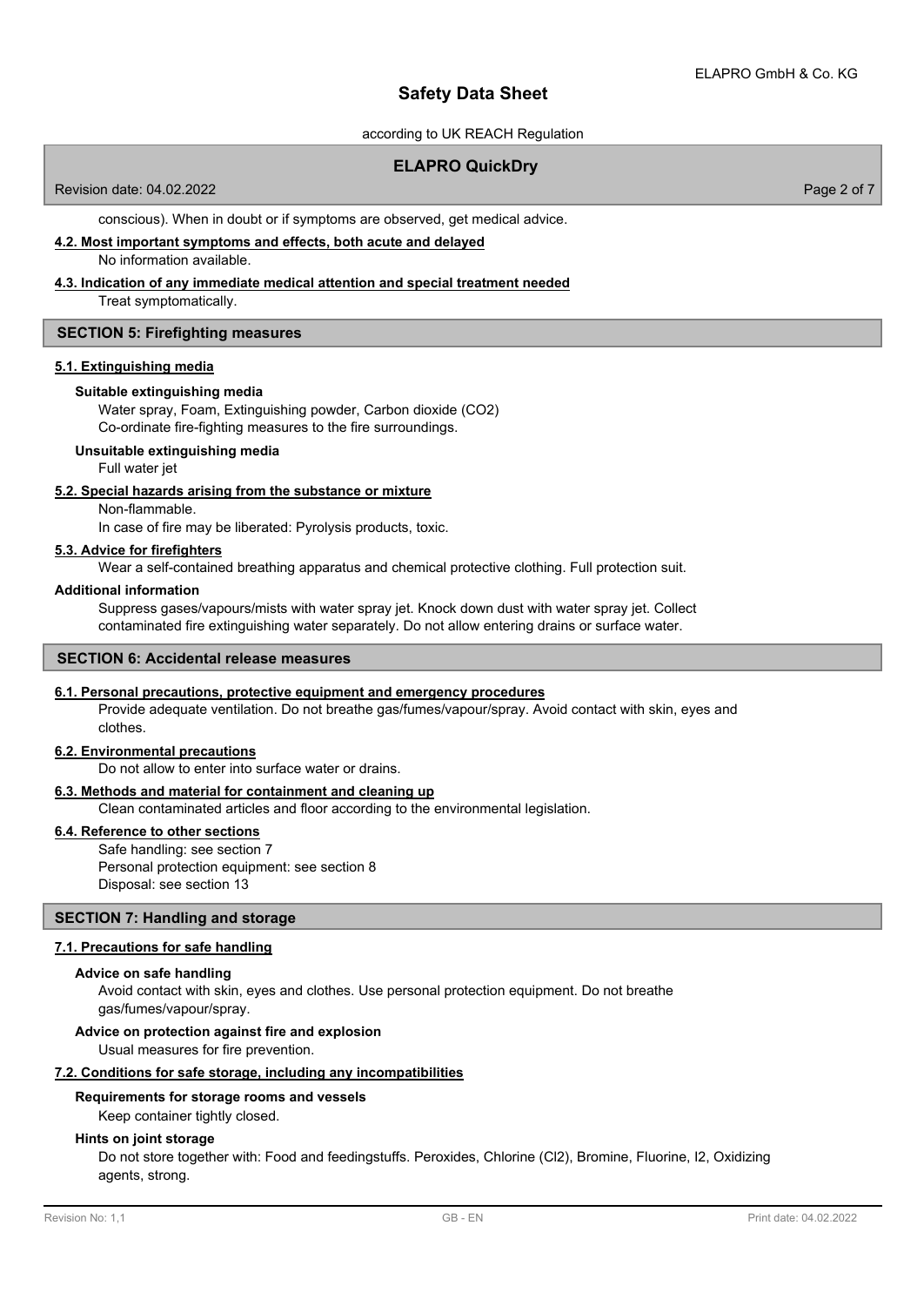conscious). When in doubt or if symptoms are observed, get medical advice.

### 4.2. Most important symptoms and effects, both acute and delayed

No information available.

### 4.3. Indication of any immediate medical attention and special treatment needed

Treat symptomatically.

## SECTION 5: Firefighting measures

### 5.1. Extinguishing media

**Suitable extinguishing media**

Water spray, Foam, Extinguishing powder, Carbon dioxide ($CO_2$)
Co-ordinate fire-fighting measures to the fire surroundings.

**Unsuitable extinguishing media**

Full water jet

### 5.2. Special hazards arising from the substance or mixture

Non-flammable.
In case of fire may be liberated: Pyrolysis products, toxic.

### 5.3. Advice for firefighters

Wear a self-contained breathing apparatus and chemical protective clothing. Full protection suit.

**Additional information**

Suppress gases/vapours/mists with water spray jet. Knock down dust with water spray jet. Collect contaminated fire extinguishing water separately. Do not allow entering drains or surface water.

## SECTION 6: Accidental release measures

### 6.1. Personal precautions, protective equipment and emergency procedures

Provide adequate ventilation. Do not breathe gas/fumes/vapour/spray. Avoid contact with skin, eyes and clothes.

### 6.2. Environmental precautions

Do not allow to enter into surface water or drains.

### 6.3. Methods and material for containment and cleaning up

Clean contaminated articles and floor according to the environmental legislation.

### 6.4. Reference to other sections

Safe handling: see section 7
Personal protection equipment: see section 8
Disposal: see section 13

## SECTION 7: Handling and storage

### 7.1. Precautions for safe handling

**Advice on safe handling**

Avoid contact with skin, eyes and clothes. Use personal protection equipment. Do not breathe gas/fumes/vapour/spray.

**Advice on protection against fire and explosion**

Usual measures for fire prevention.

### 7.2. Conditions for safe storage, including any incompatibilities

**Requirements for storage rooms and vessels**

Keep container tightly closed.

**Hints on joint storage**

Do not store together with: Food and feedingstuffs. Peroxides, Chlorine ($Cl_2$), Bromine, Fluorine, $I_2$, Oxidizing agents, strong.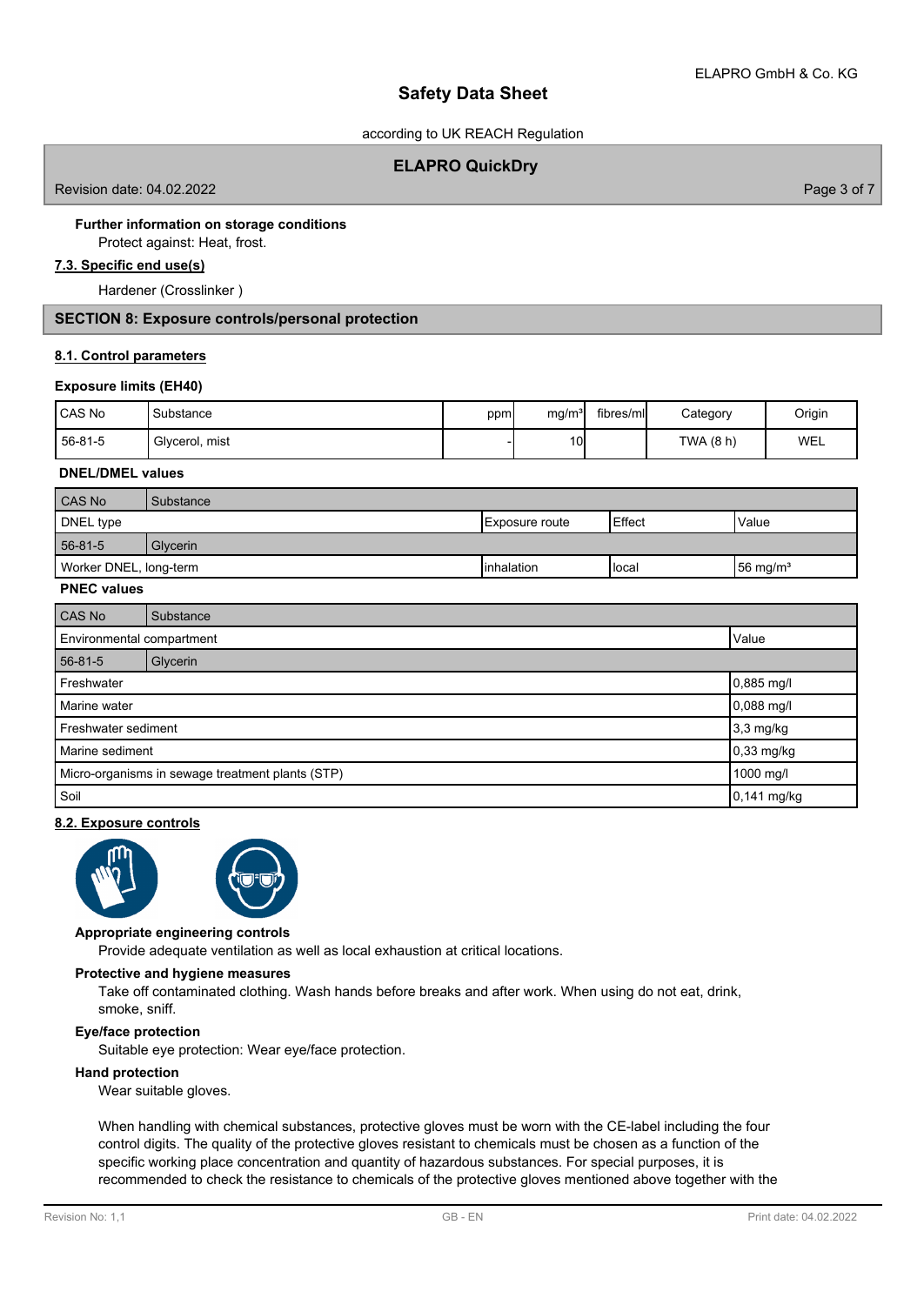**Further information on storage conditions**

Protect against: Heat, frost.

## 7.3. Specific end use(s)

Hardener (Crosslinker )

## SECTION 8: Exposure controls/personal protection

### 8.1. Control parameters

**Exposure limits (EH40)**

| CAS No | Substance | ppm | mg/m³ | fibres/ml | Category | Origin |
|---|---|---|---|---|---|---|
| 56-81-5 | Glycerol, mist | - | 10 | | TWA (8 h) | WEL |

**DNEL/DMEL values**

| CAS No | Substance | | |
|---|---|---|---|
| DNEL type | Exposure route | Effect | Value |
| 56-81-5 | Glycerin | | |
| Worker DNEL, long-term | inhalation | local | 56 mg/m³ |

**PNEC values**

| CAS No | Substance |
|---|---|
| Environmental compartment | Value |
| 56-81-5 | Glycerin |
| Freshwater | 0,885 mg/l |
| Marine water | 0,088 mg/l |
| Freshwater sediment | 3,3 mg/kg |
| Marine sediment | 0,33 mg/kg |
| Micro-organisms in sewage treatment plants (STP) | 1000 mg/l |
| Soil | 0,141 mg/kg |

### 8.2. Exposure controls

**Appropriate engineering controls**

Provide adequate ventilation as well as local exhaustion at critical locations.

**Protective and hygiene measures**

Take off contaminated clothing. Wash hands before breaks and after work. When using do not eat, drink, smoke, sniff.

**Eye/face protection**

Suitable eye protection: Wear eye/face protection.

**Hand protection**

Wear suitable gloves.

When handling with chemical substances, protective gloves must be worn with the CE-label including the four control digits. The quality of the protective gloves resistant to chemicals must be chosen as a function of the specific working place concentration and quantity of hazardous substances. For special purposes, it is recommended to check the resistance to chemicals of the protective gloves mentioned above together with the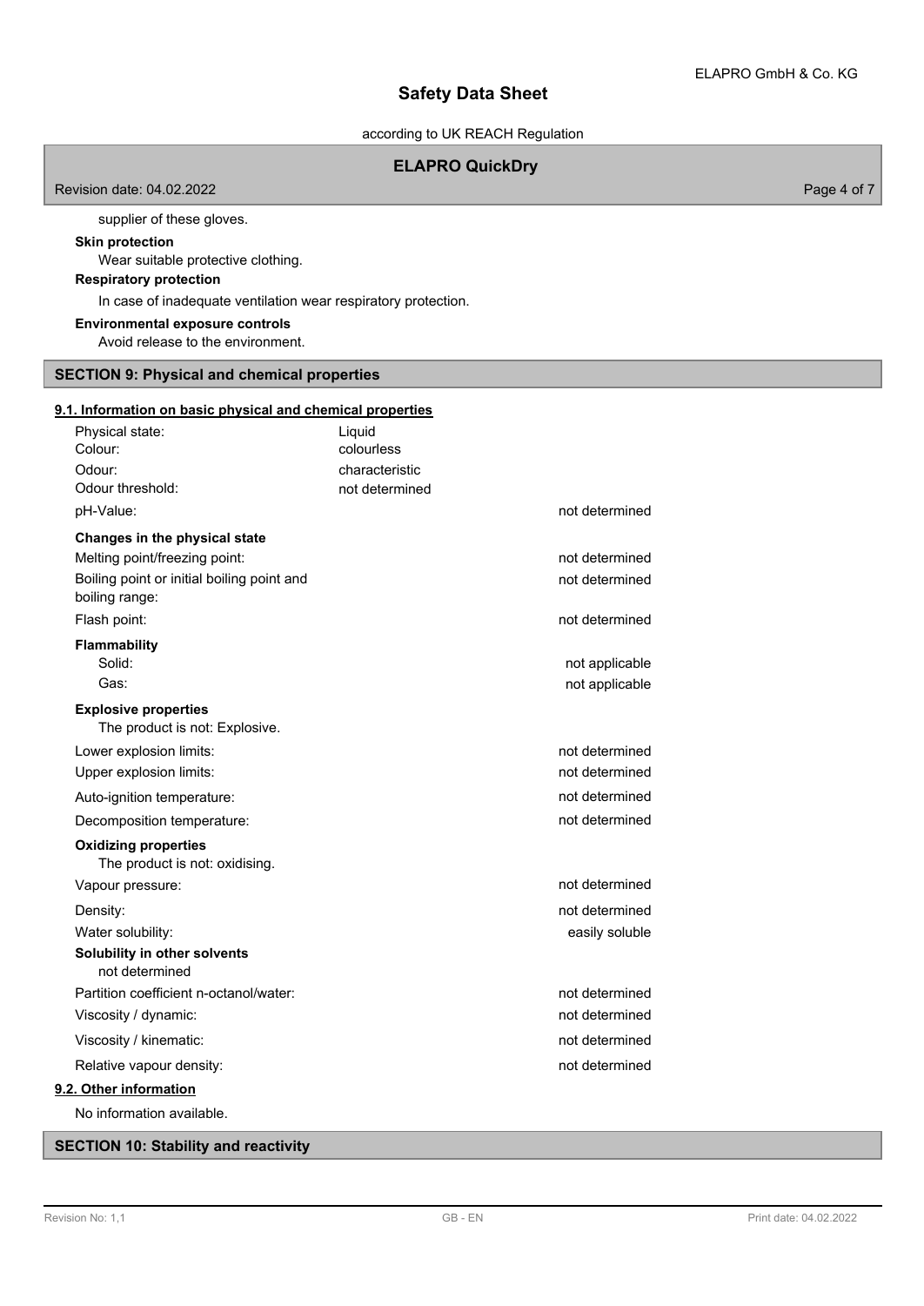supplier of these gloves.

**Skin protection**

Wear suitable protective clothing.

**Respiratory protection**

In case of inadequate ventilation wear respiratory protection.

**Environmental exposure controls**

Avoid release to the environment.

## SECTION 9: Physical and chemical properties

### 9.1. Information on basic physical and chemical properties

| | | |
|---|---|---|
| Physical state: | Liquid | |
| Colour: | colourless | |
| Odour: | characteristic | |
| Odour threshold: | not determined | |
| pH-Value: | | not determined |

**Changes in the physical state**

| | |
|---|---|
| Melting point/freezing point: | not determined |
| Boiling point or initial boiling point and boiling range: | not determined |
| Flash point: | not determined |

**Flammability**

| | |
|---|---|
| Solid: | not applicable |
| Gas: | not applicable |

**Explosive properties**

The product is not: Explosive.

| | |
|---|---|
| Lower explosion limits: | not determined |
| Upper explosion limits: | not determined |
| Auto-ignition temperature: | not determined |
| Decomposition temperature: | not determined |

**Oxidizing properties**

The product is not: oxidising.

| | |
|---|---|
| Vapour pressure: | not determined |
| Density: | not determined |
| Water solubility: | easily soluble |

**Solubility in other solvents**

not determined

| | |
|---|---|
| Partition coefficient n-octanol/water: | not determined |
| Viscosity / dynamic: | not determined |
| Viscosity / kinematic: | not determined |
| Relative vapour density: | not determined |

### 9.2. Other information

No information available.

## SECTION 10: Stability and reactivity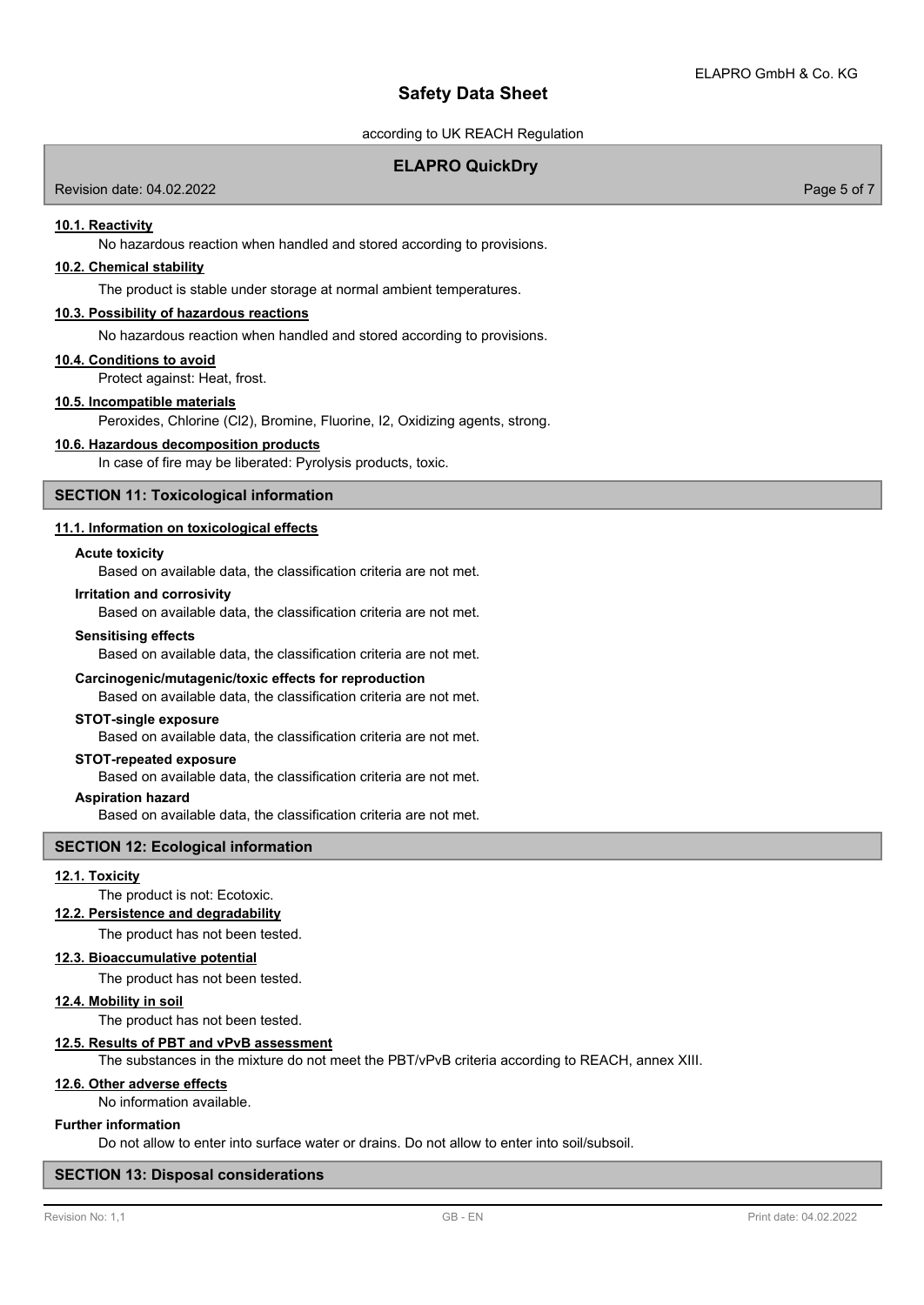#### 10.1. Reactivity

No hazardous reaction when handled and stored according to provisions.

#### 10.2. Chemical stability

The product is stable under storage at normal ambient temperatures.

#### 10.3. Possibility of hazardous reactions

No hazardous reaction when handled and stored according to provisions.

#### 10.4. Conditions to avoid

Protect against: Heat, frost.

#### 10.5. Incompatible materials

Peroxides, Chlorine ($Cl_2$), Bromine, Fluorine, $I_2$, Oxidizing agents, strong.

#### 10.6. Hazardous decomposition products

In case of fire may be liberated: Pyrolysis products, toxic.

## SECTION 11: Toxicological information

#### 11.1. Information on toxicological effects

**Acute toxicity**

Based on available data, the classification criteria are not met.

**Irritation and corrosivity**

Based on available data, the classification criteria are not met.

**Sensitising effects**

Based on available data, the classification criteria are not met.

**Carcinogenic/mutagenic/toxic effects for reproduction**

Based on available data, the classification criteria are not met.

**STOT-single exposure**

Based on available data, the classification criteria are not met.

**STOT-repeated exposure**

Based on available data, the classification criteria are not met.

**Aspiration hazard**

Based on available data, the classification criteria are not met.

## SECTION 12: Ecological information

#### 12.1. Toxicity

The product is not: Ecotoxic.

#### 12.2. Persistence and degradability

The product has not been tested.

#### 12.3. Bioaccumulative potential

The product has not been tested.

#### 12.4. Mobility in soil

The product has not been tested.

#### 12.5. Results of PBT and vPvB assessment

The substances in the mixture do not meet the PBT/vPvB criteria according to REACH, annex XIII.

#### 12.6. Other adverse effects

No information available.

**Further information**

Do not allow to enter into surface water or drains. Do not allow to enter into soil/subsoil.

## SECTION 13: Disposal considerations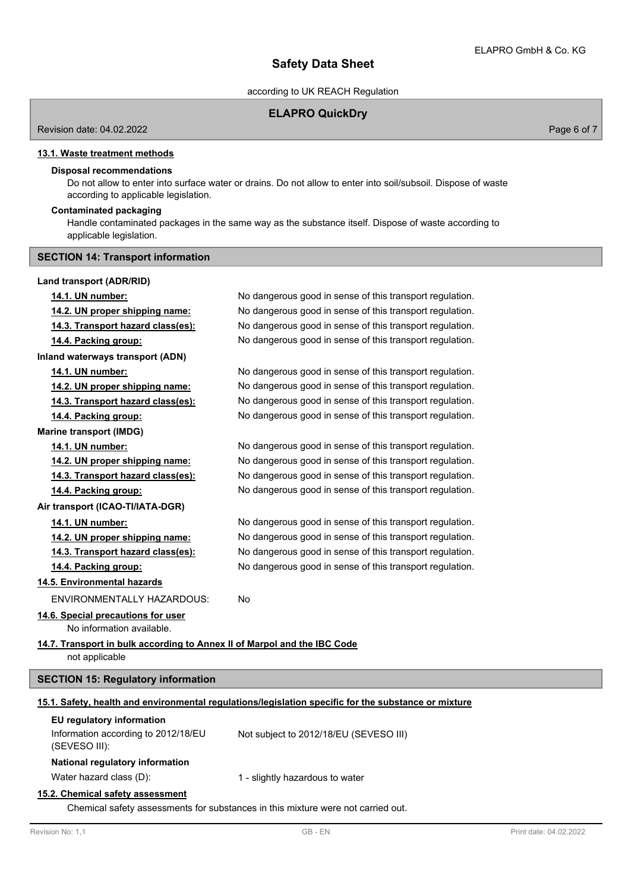### 13.1. Waste treatment methods

**Disposal recommendations**

Do not allow to enter into surface water or drains. Do not allow to enter into soil/subsoil. Dispose of waste according to applicable legislation.

**Contaminated packaging**

Handle contaminated packages in the same way as the substance itself. Dispose of waste according to applicable legislation.

## SECTION 14: Transport information

**Land transport (ADR/RID)**

| | |
|---|---|
| **14.1. UN number:** | No dangerous good in sense of this transport regulation. |
| **14.2. UN proper shipping name:** | No dangerous good in sense of this transport regulation. |
| **14.3. Transport hazard class(es):** | No dangerous good in sense of this transport regulation. |
| **14.4. Packing group:** | No dangerous good in sense of this transport regulation. |

**Inland waterways transport (ADN)**

| | |
|---|---|
| **14.1. UN number:** | No dangerous good in sense of this transport regulation. |
| **14.2. UN proper shipping name:** | No dangerous good in sense of this transport regulation. |
| **14.3. Transport hazard class(es):** | No dangerous good in sense of this transport regulation. |
| **14.4. Packing group:** | No dangerous good in sense of this transport regulation. |

**Marine transport (IMDG)**

| | |
|---|---|
| **14.1. UN number:** | No dangerous good in sense of this transport regulation. |
| **14.2. UN proper shipping name:** | No dangerous good in sense of this transport regulation. |
| **14.3. Transport hazard class(es):** | No dangerous good in sense of this transport regulation. |
| **14.4. Packing group:** | No dangerous good in sense of this transport regulation. |

**Air transport (ICAO-TI/IATA-DGR)**

| | |
|---|---|
| **14.1. UN number:** | No dangerous good in sense of this transport regulation. |
| **14.2. UN proper shipping name:** | No dangerous good in sense of this transport regulation. |
| **14.3. Transport hazard class(es):** | No dangerous good in sense of this transport regulation. |
| **14.4. Packing group:** | No dangerous good in sense of this transport regulation. |

**14.5. Environmental hazards**

ENVIRONMENTALLY HAZARDOUS: No

**14.6. Special precautions for user**

No information available.

**14.7. Transport in bulk according to Annex II of Marpol and the IBC Code**

not applicable

## SECTION 15: Regulatory information

### 15.1. Safety, health and environmental regulations/legislation specific for the substance or mixture

**EU regulatory information**

Information according to 2012/18/EU (SEVESO III): Not subject to 2012/18/EU (SEVESO III)

**National regulatory information**

Water hazard class (D): 1 - slightly hazardous to water

### 15.2. Chemical safety assessment

Chemical safety assessments for substances in this mixture were not carried out.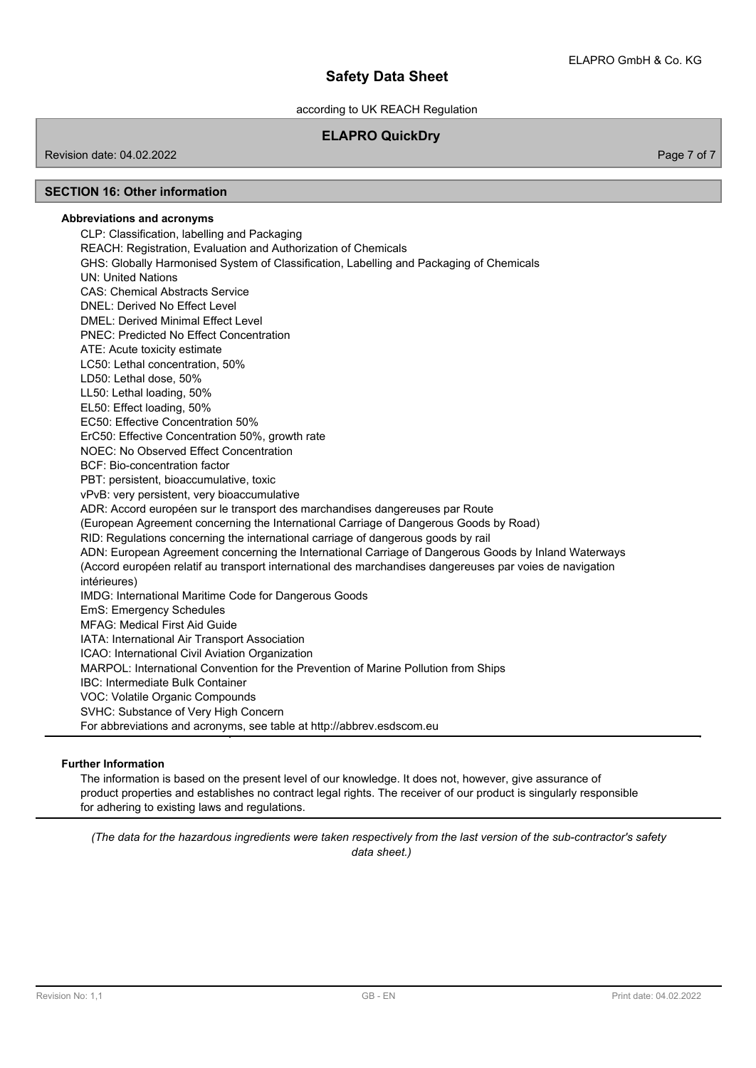## SECTION 16: Other information

### Abbreviations and acronyms

CLP: Classification, labelling and Packaging
REACH: Registration, Evaluation and Authorization of Chemicals
GHS: Globally Harmonised System of Classification, Labelling and Packaging of Chemicals
UN: United Nations
CAS: Chemical Abstracts Service
DNEL: Derived No Effect Level
DMEL: Derived Minimal Effect Level
PNEC: Predicted No Effect Concentration
ATE: Acute toxicity estimate
LC50: Lethal concentration, 50%
LD50: Lethal dose, 50%
LL50: Lethal loading, 50%
EL50: Effect loading, 50%
EC50: Effective Concentration 50%
ErC50: Effective Concentration 50%, growth rate
NOEC: No Observed Effect Concentration
BCF: Bio-concentration factor
PBT: persistent, bioaccumulative, toxic
vPvB: very persistent, very bioaccumulative
ADR: Accord européen sur le transport des marchandises dangereuses par Route
(European Agreement concerning the International Carriage of Dangerous Goods by Road)
RID: Regulations concerning the international carriage of dangerous goods by rail
ADN: European Agreement concerning the International Carriage of Dangerous Goods by Inland Waterways
(Accord européen relatif au transport international des marchandises dangereuses par voies de navigation intérieures)
IMDG: International Maritime Code for Dangerous Goods
EmS: Emergency Schedules
MFAG: Medical First Aid Guide
IATA: International Air Transport Association
ICAO: International Civil Aviation Organization
MARPOL: International Convention for the Prevention of Marine Pollution from Ships
IBC: Intermediate Bulk Container
VOC: Volatile Organic Compounds
SVHC: Substance of Very High Concern
For abbreviations and acronyms, see table at http://abbrev.esdscom.eu

### Further Information

The information is based on the present level of our knowledge. It does not, however, give assurance of product properties and establishes no contract legal rights. The receiver of our product is singularly responsible for adhering to existing laws and regulations.

*(The data for the hazardous ingredients were taken respectively from the last version of the sub-contractor's safety data sheet.)*